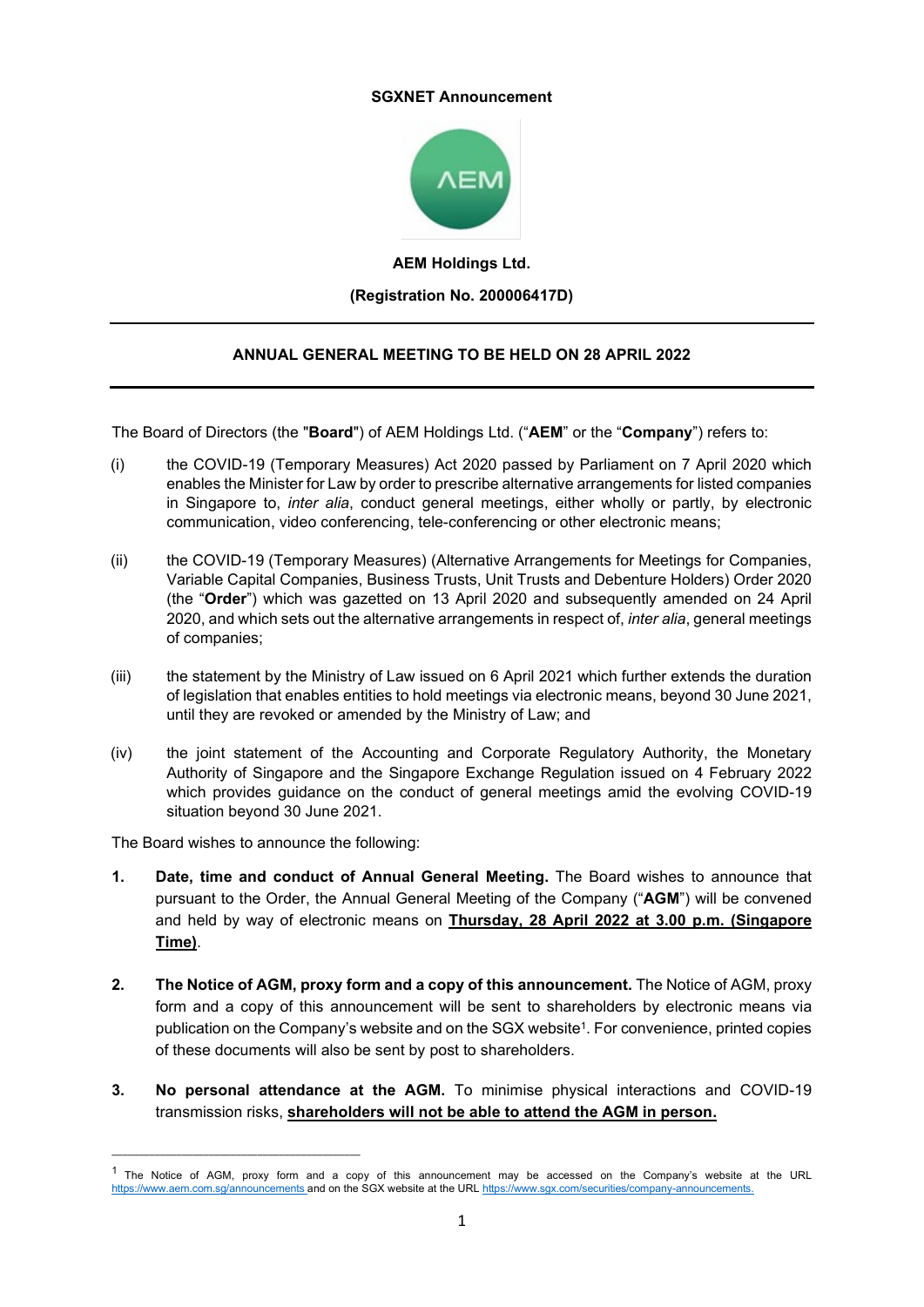**SGXNET Announcement**

**AEM Holdings Ltd.**

**(Registration No. 200006417D)**

---

## ANNUAL GENERAL MEETING TO BE HELD ON 28 APRIL 2022

---

The Board of Directors (the "**Board**") of AEM Holdings Ltd. ("**AEM**" or the "**Company**") refers to:

(i) the COVID-19 (Temporary Measures) Act 2020 passed by Parliament on 7 April 2020 which enables the Minister for Law by order to prescribe alternative arrangements for listed companies in Singapore to, *inter alia*, conduct general meetings, either wholly or partly, by electronic communication, video conferencing, tele-conferencing or other electronic means;

(ii) the COVID-19 (Temporary Measures) (Alternative Arrangements for Meetings for Companies, Variable Capital Companies, Business Trusts, Unit Trusts and Debenture Holders) Order 2020 (the "**Order**") which was gazetted on 13 April 2020 and subsequently amended on 24 April 2020, and which sets out the alternative arrangements in respect of, *inter alia*, general meetings of companies;

(iii) the statement by the Ministry of Law issued on 6 April 2021 which further extends the duration of legislation that enables entities to hold meetings via electronic means, beyond 30 June 2021, until they are revoked or amended by the Ministry of Law; and

(iv) the joint statement of the Accounting and Corporate Regulatory Authority, the Monetary Authority of Singapore and the Singapore Exchange Regulation issued on 4 February 2022 which provides guidance on the conduct of general meetings amid the evolving COVID-19 situation beyond 30 June 2021.

The Board wishes to announce the following:

1. **Date, time and conduct of Annual General Meeting.** The Board wishes to announce that pursuant to the Order, the Annual General Meeting of the Company ("**AGM**") will be convened and held by way of electronic means on **<u>Thursday, 28 April 2022 at 3.00 p.m. (Singapore Time)</u>**.

2. **The Notice of AGM, proxy form and a copy of this announcement.** The Notice of AGM, proxy form and a copy of this announcement will be sent to shareholders by electronic means via publication on the Company's website and on the SGX website[1]. For convenience, printed copies of these documents will also be sent by post to shareholders.

3. **No personal attendance at the AGM.** To minimise physical interactions and COVID-19 transmission risks, **<u>shareholders will not be able to attend the AGM in person.</u>**

---

[1] The Notice of AGM, proxy form and a copy of this announcement may be accessed on the Company's website at the URL https://www.aem.com.sg/announcements and on the SGX website at the URL https://www.sgx.com/securities/company-announcements.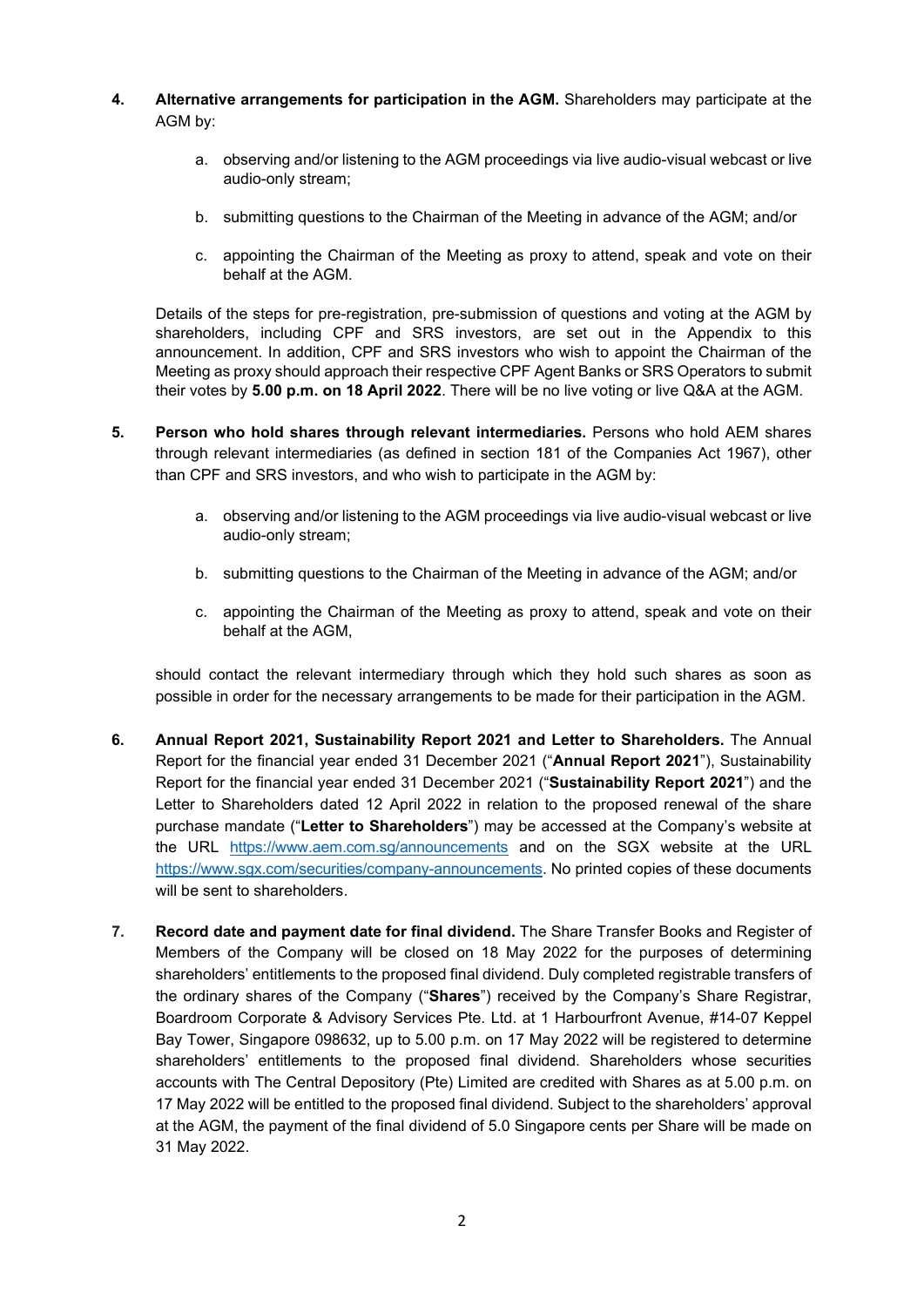4. **Alternative arrangements for participation in the AGM.** Shareholders may participate at the AGM by:

    a. observing and/or listening to the AGM proceedings via live audio-visual webcast or live audio-only stream;

    b. submitting questions to the Chairman of the Meeting in advance of the AGM; and/or

    c. appointing the Chairman of the Meeting as proxy to attend, speak and vote on their behalf at the AGM.

    Details of the steps for pre-registration, pre-submission of questions and voting at the AGM by shareholders, including CPF and SRS investors, are set out in the Appendix to this announcement. In addition, CPF and SRS investors who wish to appoint the Chairman of the Meeting as proxy should approach their respective CPF Agent Banks or SRS Operators to submit their votes by **5.00 p.m. on 18 April 2022**. There will be no live voting or live Q&A at the AGM.

5. **Person who hold shares through relevant intermediaries.** Persons who hold AEM shares through relevant intermediaries (as defined in section 181 of the Companies Act 1967), other than CPF and SRS investors, and who wish to participate in the AGM by:

    a. observing and/or listening to the AGM proceedings via live audio-visual webcast or live audio-only stream;

    b. submitting questions to the Chairman of the Meeting in advance of the AGM; and/or

    c. appointing the Chairman of the Meeting as proxy to attend, speak and vote on their behalf at the AGM,

    should contact the relevant intermediary through which they hold such shares as soon as possible in order for the necessary arrangements to be made for their participation in the AGM.

6. **Annual Report 2021, Sustainability Report 2021 and Letter to Shareholders.** The Annual Report for the financial year ended 31 December 2021 ("**Annual Report 2021**"), Sustainability Report for the financial year ended 31 December 2021 ("**Sustainability Report 2021**") and the Letter to Shareholders dated 12 April 2022 in relation to the proposed renewal of the share purchase mandate ("**Letter to Shareholders**") may be accessed at the Company's website at the URL https://www.aem.com.sg/announcements and on the SGX website at the URL https://www.sgx.com/securities/company-announcements. No printed copies of these documents will be sent to shareholders.

7. **Record date and payment date for final dividend.** The Share Transfer Books and Register of Members of the Company will be closed on 18 May 2022 for the purposes of determining shareholders' entitlements to the proposed final dividend. Duly completed registrable transfers of the ordinary shares of the Company ("**Shares**") received by the Company's Share Registrar, Boardroom Corporate & Advisory Services Pte. Ltd. at 1 Harbourfront Avenue, #14-07 Keppel Bay Tower, Singapore 098632, up to 5.00 p.m. on 17 May 2022 will be registered to determine shareholders' entitlements to the proposed final dividend. Shareholders whose securities accounts with The Central Depository (Pte) Limited are credited with Shares as at 5.00 p.m. on 17 May 2022 will be entitled to the proposed final dividend. Subject to the shareholders' approval at the AGM, the payment of the final dividend of 5.0 Singapore cents per Share will be made on 31 May 2022.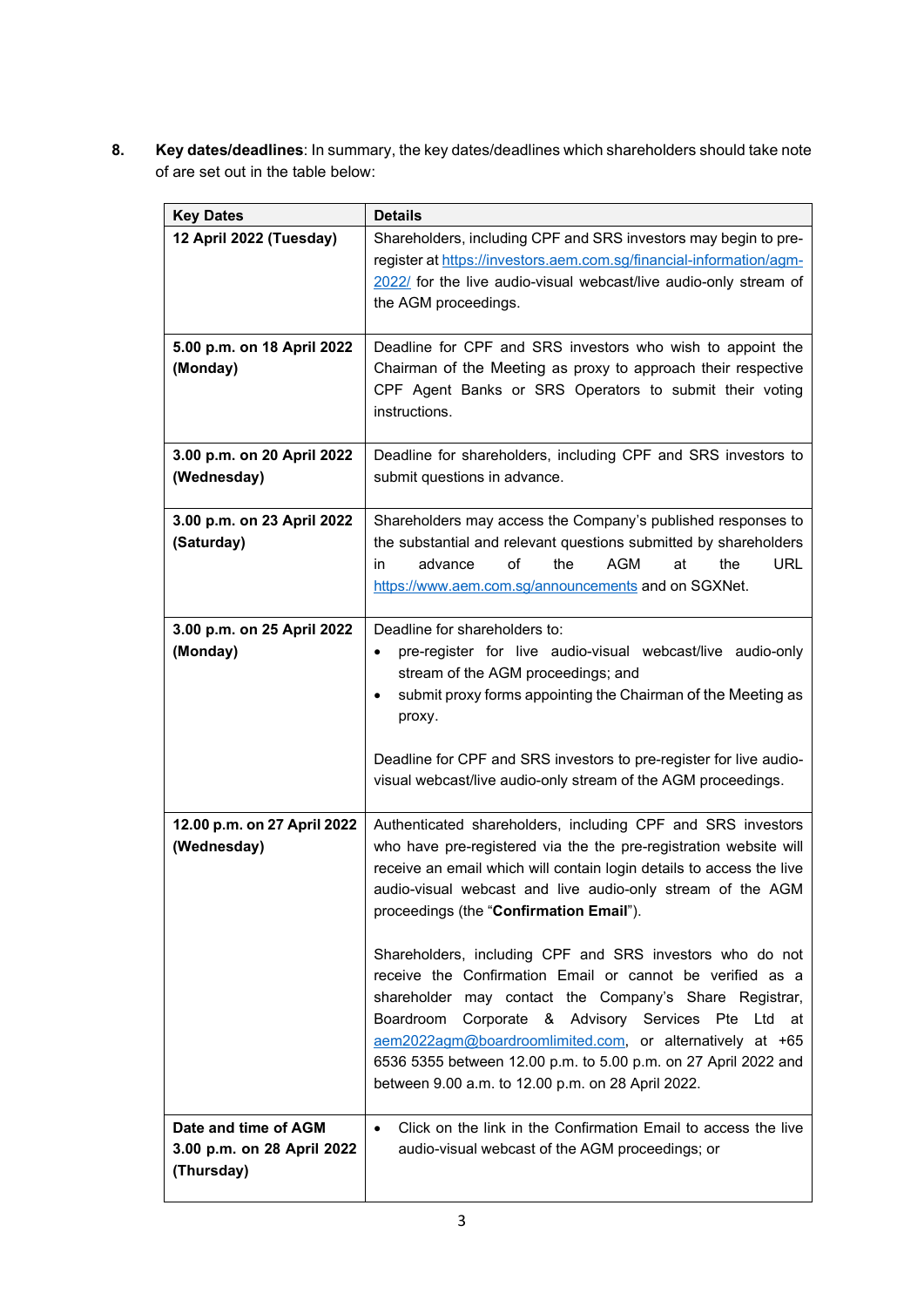8. **Key dates/deadlines**: In summary, the key dates/deadlines which shareholders should take note of are set out in the table below:

| Key Dates | Details |
|---|---|
| **12 April 2022 (Tuesday)** | Shareholders, including CPF and SRS investors may begin to pre-register at https://investors.aem.com.sg/financial-information/agm-2022/ for the live audio-visual webcast/live audio-only stream of the AGM proceedings. |
| **5.00 p.m. on 18 April 2022 (Monday)** | Deadline for CPF and SRS investors who wish to appoint the Chairman of the Meeting as proxy to approach their respective CPF Agent Banks or SRS Operators to submit their voting instructions. |
| **3.00 p.m. on 20 April 2022 (Wednesday)** | Deadline for shareholders, including CPF and SRS investors to submit questions in advance. |
| **3.00 p.m. on 23 April 2022 (Saturday)** | Shareholders may access the Company's published responses to the substantial and relevant questions submitted by shareholders in advance of the AGM at the URL https://www.aem.com.sg/announcements and on SGXNet. |
| **3.00 p.m. on 25 April 2022 (Monday)** | Deadline for shareholders to:<br>• pre-register for live audio-visual webcast/live audio-only stream of the AGM proceedings; and<br>• submit proxy forms appointing the Chairman of the Meeting as proxy.<br><br>Deadline for CPF and SRS investors to pre-register for live audio-visual webcast/live audio-only stream of the AGM proceedings. |
| **12.00 p.m. on 27 April 2022 (Wednesday)** | Authenticated shareholders, including CPF and SRS investors who have pre-registered via the the pre-registration website will receive an email which will contain login details to access the live audio-visual webcast and live audio-only stream of the AGM proceedings (the "**Confirmation Email**").<br><br>Shareholders, including CPF and SRS investors who do not receive the Confirmation Email or cannot be verified as a shareholder may contact the Company's Share Registrar, Boardroom Corporate & Advisory Services Pte Ltd at aem2022agm@boardroomlimited.com, or alternatively at +65 6536 5355 between 12.00 p.m. to 5.00 p.m. on 27 April 2022 and between 9.00 a.m. to 12.00 p.m. on 28 April 2022. |
| **Date and time of AGM**<br>**3.00 p.m. on 28 April 2022 (Thursday)** | • Click on the link in the Confirmation Email to access the live audio-visual webcast of the AGM proceedings; or |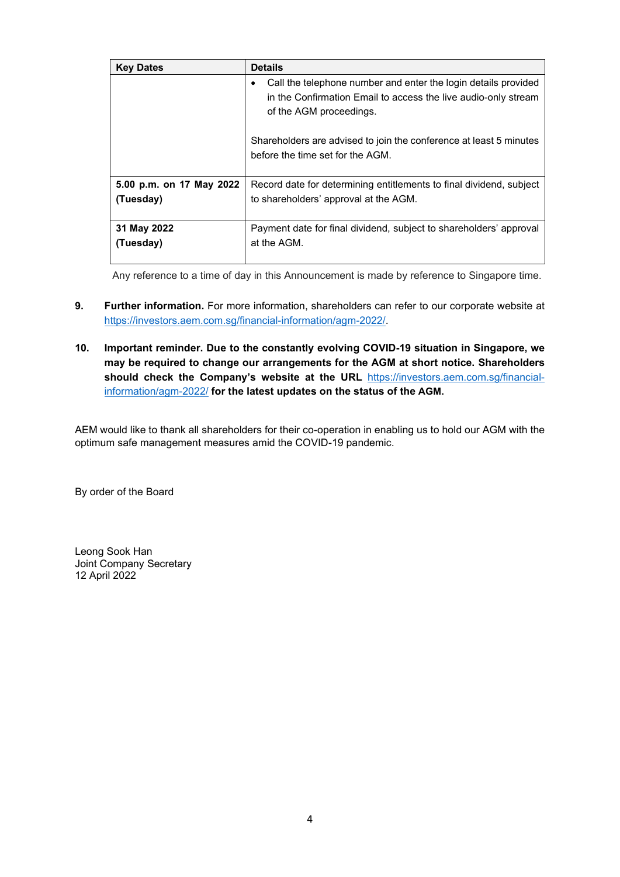| Key Dates | Details |
| --- | --- |
| | • Call the telephone number and enter the login details provided in the Confirmation Email to access the live audio-only stream of the AGM proceedings.<br><br>Shareholders are advised to join the conference at least 5 minutes before the time set for the AGM. |
| **5.00 p.m. on 17 May 2022 (Tuesday)** | Record date for determining entitlements to final dividend, subject to shareholders' approval at the AGM. |
| **31 May 2022 (Tuesday)** | Payment date for final dividend, subject to shareholders' approval at the AGM. |

Any reference to a time of day in this Announcement is made by reference to Singapore time.

9. **Further information.** For more information, shareholders can refer to our corporate website at https://investors.aem.com.sg/financial-information/agm-2022/.

10. **Important reminder. Due to the constantly evolving COVID-19 situation in Singapore, we may be required to change our arrangements for the AGM at short notice. Shareholders should check the Company's website at the URL** https://investors.aem.com.sg/financial-information/agm-2022/ **for the latest updates on the status of the AGM.**

AEM would like to thank all shareholders for their co-operation in enabling us to hold our AGM with the optimum safe management measures amid the COVID-19 pandemic.

By order of the Board

Leong Sook Han
Joint Company Secretary
12 April 2022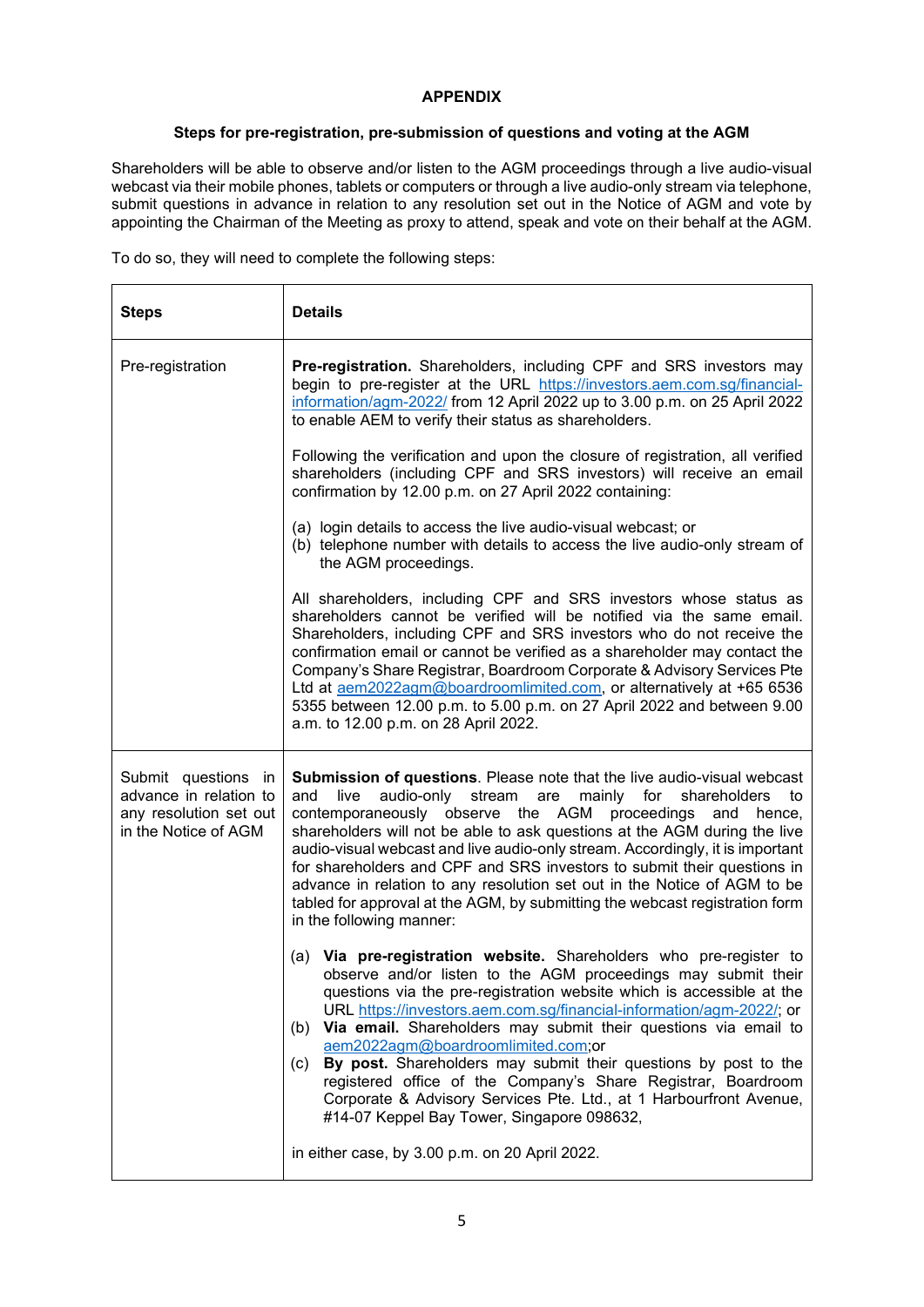**APPENDIX**

**Steps for pre-registration, pre-submission of questions and voting at the AGM**

Shareholders will be able to observe and/or listen to the AGM proceedings through a live audio-visual webcast via their mobile phones, tablets or computers or through a live audio-only stream via telephone, submit questions in advance in relation to any resolution set out in the Notice of AGM and vote by appointing the Chairman of the Meeting as proxy to attend, speak and vote on their behalf at the AGM.

To do so, they will need to complete the following steps:

| **Steps** | **Details** |
|---|---|
| Pre-registration | **Pre-registration.** Shareholders, including CPF and SRS investors may begin to pre-register at the URL https://investors.aem.com.sg/financial-information/agm-2022/ from 12 April 2022 up to 3.00 p.m. on 25 April 2022 to enable AEM to verify their status as shareholders.<br><br>Following the verification and upon the closure of registration, all verified shareholders (including CPF and SRS investors) will receive an email confirmation by 12.00 p.m. on 27 April 2022 containing:<br><br>(a) login details to access the live audio-visual webcast; or<br>(b) telephone number with details to access the live audio-only stream of the AGM proceedings.<br><br>All shareholders, including CPF and SRS investors whose status as shareholders cannot be verified will be notified via the same email. Shareholders, including CPF and SRS investors who do not receive the confirmation email or cannot be verified as a shareholder may contact the Company's Share Registrar, Boardroom Corporate & Advisory Services Pte Ltd at aem2022agm@boardroomlimited.com, or alternatively at +65 6536 5355 between 12.00 p.m. to 5.00 p.m. on 27 April 2022 and between 9.00 a.m. to 12.00 p.m. on 28 April 2022. |
| Submit questions in advance in relation to any resolution set out in the Notice of AGM | **Submission of questions**. Please note that the live audio-visual webcast and live audio-only stream are mainly for shareholders to contemporaneously observe the AGM proceedings and hence, shareholders will not be able to ask questions at the AGM during the live audio-visual webcast and live audio-only stream. Accordingly, it is important for shareholders and CPF and SRS investors to submit their questions in advance in relation to any resolution set out in the Notice of AGM to be tabled for approval at the AGM, by submitting the webcast registration form in the following manner:<br><br>(a) **Via pre-registration website.** Shareholders who pre-register to observe and/or listen to the AGM proceedings may submit their questions via the pre-registration website which is accessible at the URL https://investors.aem.com.sg/financial-information/agm-2022/; or<br>(b) **Via email.** Shareholders may submit their questions via email to aem2022agm@boardroomlimited.com;or<br>(c) **By post.** Shareholders may submit their questions by post to the registered office of the Company's Share Registrar, Boardroom Corporate & Advisory Services Pte. Ltd., at 1 Harbourfront Avenue, #14-07 Keppel Bay Tower, Singapore 098632,<br><br>in either case, by 3.00 p.m. on 20 April 2022. |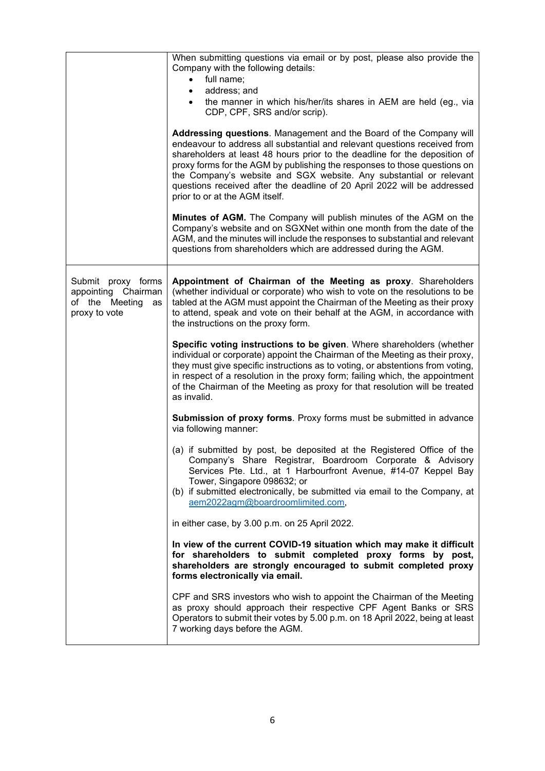| | |
|---|---|
| | When submitting questions via email or by post, please also provide the Company with the following details:<br>• full name;<br>• address; and<br>• the manner in which his/her/its shares in AEM are held (eg., via CDP, CPF, SRS and/or scrip).<br><br>**Addressing questions**. Management and the Board of the Company will endeavour to address all substantial and relevant questions received from shareholders at least 48 hours prior to the deadline for the deposition of proxy forms for the AGM by publishing the responses to those questions on the Company's website and SGX website. Any substantial or relevant questions received after the deadline of 20 April 2022 will be addressed prior to or at the AGM itself.<br><br>**Minutes of AGM.** The Company will publish minutes of the AGM on the Company's website and on SGXNet within one month from the date of the AGM, and the minutes will include the responses to substantial and relevant questions from shareholders which are addressed during the AGM. |
| Submit proxy forms appointing Chairman of the Meeting as proxy to vote | **Appointment of Chairman of the Meeting as proxy**. Shareholders (whether individual or corporate) who wish to vote on the resolutions to be tabled at the AGM must appoint the Chairman of the Meeting as their proxy to attend, speak and vote on their behalf at the AGM, in accordance with the instructions on the proxy form.<br><br>**Specific voting instructions to be given**. Where shareholders (whether individual or corporate) appoint the Chairman of the Meeting as their proxy, they must give specific instructions as to voting, or abstentions from voting, in respect of a resolution in the proxy form; failing which, the appointment of the Chairman of the Meeting as proxy for that resolution will be treated as invalid.<br><br>**Submission of proxy forms**. Proxy forms must be submitted in advance via following manner:<br><br>(a) if submitted by post, be deposited at the Registered Office of the Company's Share Registrar, Boardroom Corporate & Advisory Services Pte. Ltd., at 1 Harbourfront Avenue, #14-07 Keppel Bay Tower, Singapore 098632; or<br>(b) if submitted electronically, be submitted via email to the Company, at aem2022agm@boardroomlimited.com,<br><br>in either case, by 3.00 p.m. on 25 April 2022.<br><br>**In view of the current COVID-19 situation which may make it difficult for shareholders to submit completed proxy forms by post, shareholders are strongly encouraged to submit completed proxy forms electronically via email.**<br><br>CPF and SRS investors who wish to appoint the Chairman of the Meeting as proxy should approach their respective CPF Agent Banks or SRS Operators to submit their votes by 5.00 p.m. on 18 April 2022, being at least 7 working days before the AGM. |